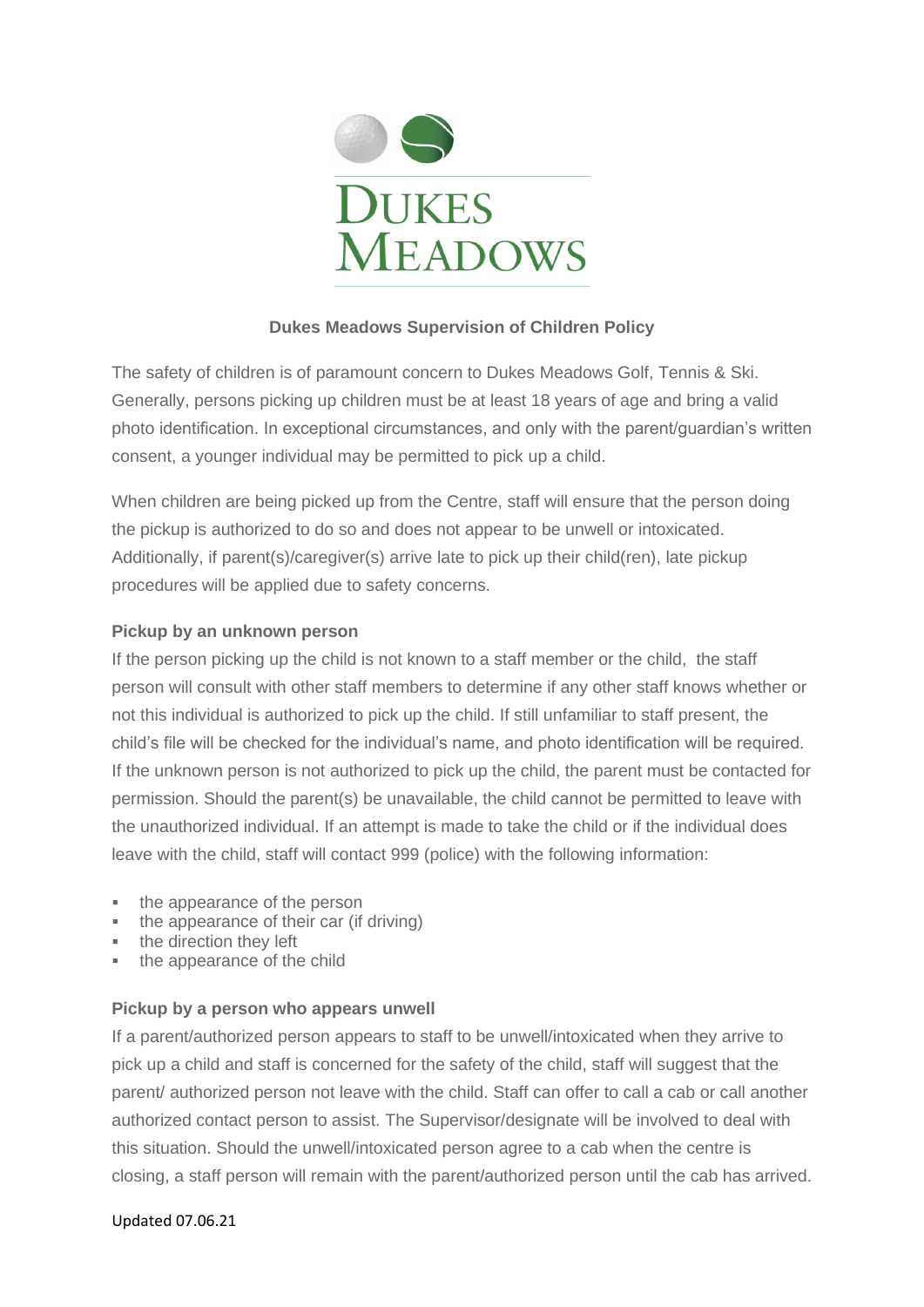# Dukes Meadows Supervision of Children Policy

The safety of children is of paramount concern to Dukes Meadows Golf, Tennis & Ski. Generally, persons picking up children must be at least 18 years of age and bring a valid photo identification. In exceptional circumstances, and only with the parent/guardian's written consent, a younger individual may be permitted to pick up a child.

When children are being picked up from the Centre, staff will ensure that the person doing the pickup is authorized to do so and does not appear to be unwell or intoxicated. Additionally, if parent(s)/caregiver(s) arrive late to pick up their child(ren), late pickup procedures will be applied due to safety concerns.

### Pickup by an unknown person

If the person picking up the child is not known to a staff member or the child, the staff person will consult with other staff members to determine if any other staff knows whether or not this individual is authorized to pick up the child. If still unfamiliar to staff present, the child's file will be checked for the individual's name, and photo identification will be required. If the unknown person is not authorized to pick up the child, the parent must be contacted for permission. Should the parent(s) be unavailable, the child cannot be permitted to leave with the unauthorized individual. If an attempt is made to take the child or if the individual does leave with the child, staff will contact 999 (police) with the following information:

- the appearance of the person
- the appearance of their car (if driving)
- the direction they left
- the appearance of the child

### Pickup by a person who appears unwell

If a parent/authorized person appears to staff to be unwell/intoxicated when they arrive to pick up a child and staff is concerned for the safety of the child, staff will suggest that the parent/ authorized person not leave with the child. Staff can offer to call a cab or call another authorized contact person to assist. The Supervisor/designate will be involved to deal with this situation. Should the unwell/intoxicated person agree to a cab when the centre is closing, a staff person will remain with the parent/authorized person until the cab has arrived.

Updated 07.06.21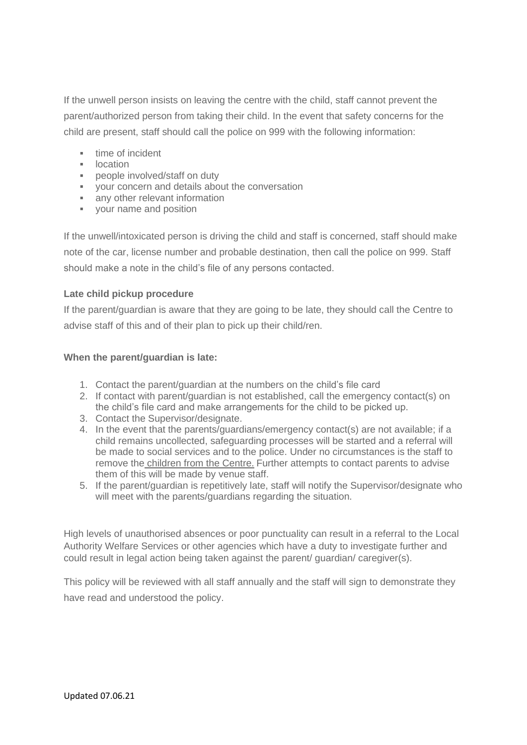If the unwell person insists on leaving the centre with the child, staff cannot prevent the parent/authorized person from taking their child. In the event that safety concerns for the child are present, staff should call the police on 999 with the following information:

- time of incident
- location
- people involved/staff on duty
- your concern and details about the conversation
- any other relevant information
- your name and position

If the unwell/intoxicated person is driving the child and staff is concerned, staff should make note of the car, license number and probable destination, then call the police on 999. Staff should make a note in the child's file of any persons contacted.

**Late child pickup procedure**

If the parent/guardian is aware that they are going to be late, they should call the Centre to advise staff of this and of their plan to pick up their child/ren.

**When the parent/guardian is late:**

1. Contact the parent/guardian at the numbers on the child's file card
2. If contact with parent/guardian is not established, call the emergency contact(s) on the child's file card and make arrangements for the child to be picked up.
3. Contact the Supervisor/designate.
4. In the event that the parents/guardians/emergency contact(s) are not available; if a child remains uncollected, safeguarding processes will be started and a referral will be made to social services and to the police. Under no circumstances is the staff to remove the children from the Centre. Further attempts to contact parents to advise them of this will be made by venue staff.
5. If the parent/guardian is repetitively late, staff will notify the Supervisor/designate who will meet with the parents/guardians regarding the situation.

High levels of unauthorised absences or poor punctuality can result in a referral to the Local Authority Welfare Services or other agencies which have a duty to investigate further and could result in legal action being taken against the parent/ guardian/ caregiver(s).

This policy will be reviewed with all staff annually and the staff will sign to demonstrate they have read and understood the policy.

Updated 07.06.21